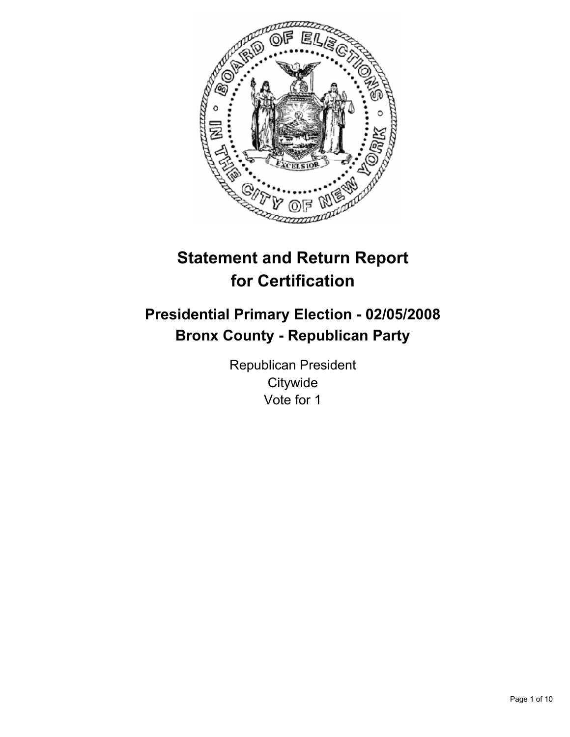# Statement and Return Report for Certification

## Presidential Primary Election - 02/05/2008
## Bronx County - Republican Party

Republican President
Citywide
Vote for 1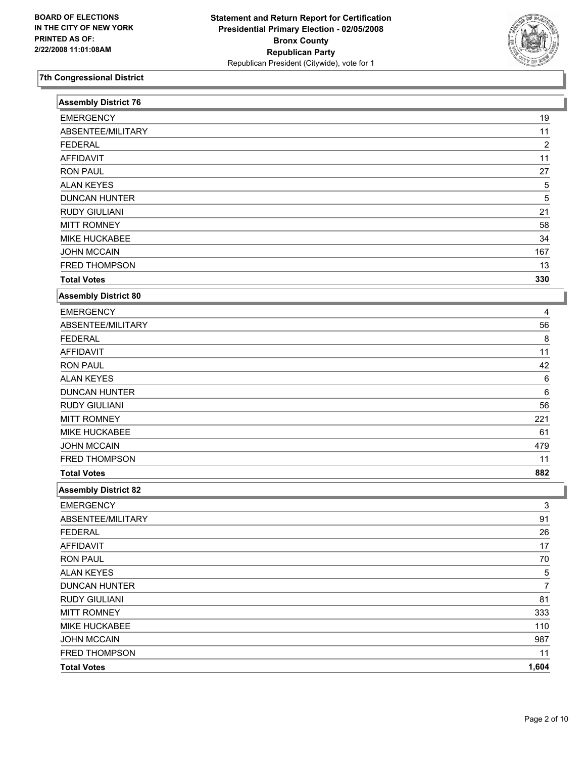BOARD OF ELECTIONS
IN THE CITY OF NEW YORK
PRINTED AS OF:
2/22/2008 11:01:08AM

**Statement and Return Report for Certification**
**Presidential Primary Election - 02/05/2008**
**Bronx County**
**Republican Party**
Republican President (Citywide), vote for 1

## 7th Congressional District

### Assembly District 76

| | |
|---|---|
| EMERGENCY | 19 |
| ABSENTEE/MILITARY | 11 |
| FEDERAL | 2 |
| AFFIDAVIT | 11 |
| RON PAUL | 27 |
| ALAN KEYES | 5 |
| DUNCAN HUNTER | 5 |
| RUDY GIULIANI | 21 |
| MITT ROMNEY | 58 |
| MIKE HUCKABEE | 34 |
| JOHN MCCAIN | 167 |
| FRED THOMPSON | 13 |
| **Total Votes** | **330** |

### Assembly District 80

| | |
|---|---|
| EMERGENCY | 4 |
| ABSENTEE/MILITARY | 56 |
| FEDERAL | 8 |
| AFFIDAVIT | 11 |
| RON PAUL | 42 |
| ALAN KEYES | 6 |
| DUNCAN HUNTER | 6 |
| RUDY GIULIANI | 56 |
| MITT ROMNEY | 221 |
| MIKE HUCKABEE | 61 |
| JOHN MCCAIN | 479 |
| FRED THOMPSON | 11 |
| **Total Votes** | **882** |

### Assembly District 82

| | |
|---|---|
| EMERGENCY | 3 |
| ABSENTEE/MILITARY | 91 |
| FEDERAL | 26 |
| AFFIDAVIT | 17 |
| RON PAUL | 70 |
| ALAN KEYES | 5 |
| DUNCAN HUNTER | 7 |
| RUDY GIULIANI | 81 |
| MITT ROMNEY | 333 |
| MIKE HUCKABEE | 110 |
| JOHN MCCAIN | 987 |
| FRED THOMPSON | 11 |
| **Total Votes** | **1,604** |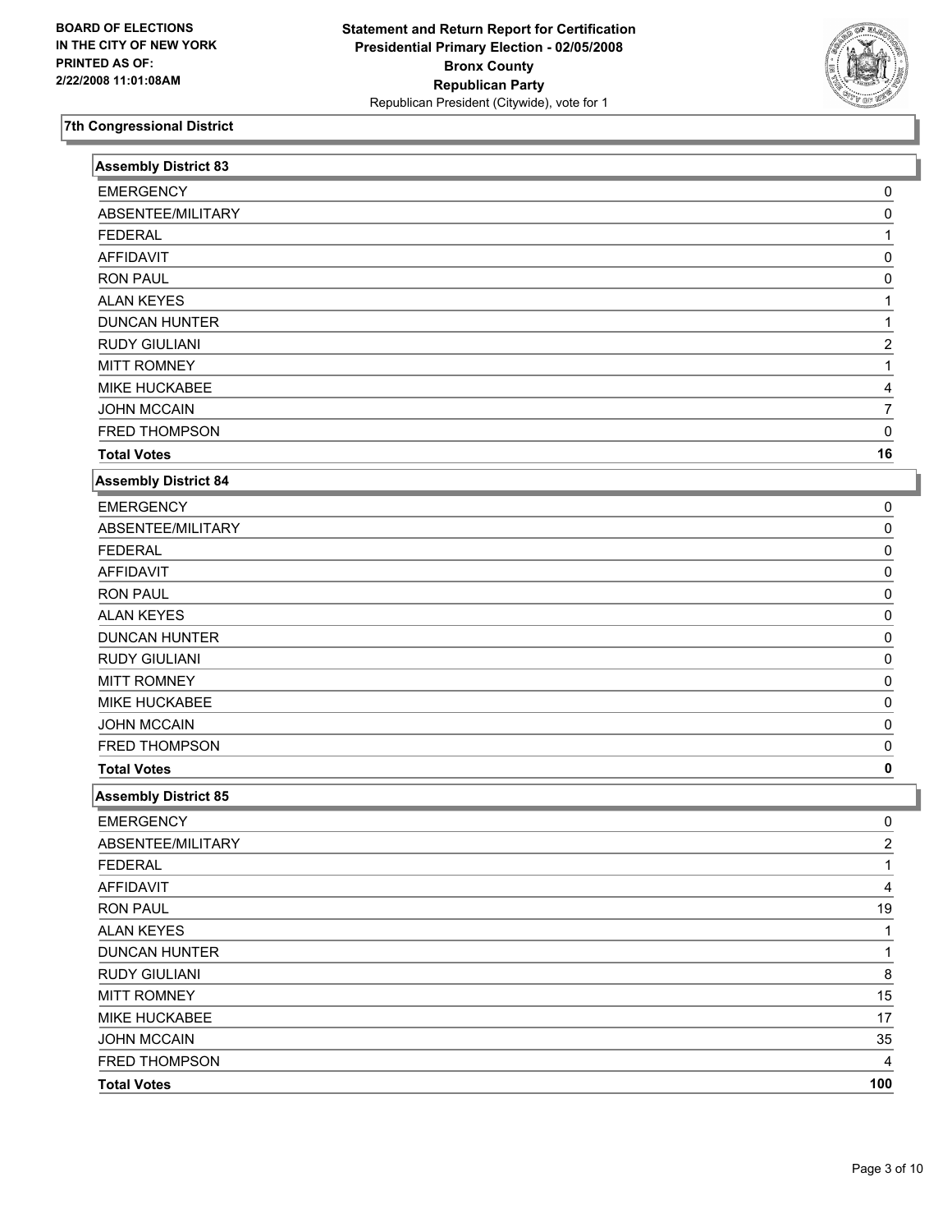**BOARD OF ELECTIONS IN THE CITY OF NEW YORK**
**PRINTED AS OF: 2/22/2008 11:01:08AM**

**Statement and Return Report for Certification**
**Presidential Primary Election - 02/05/2008**
**Bronx County**
**Republican Party**
Republican President (Citywide), vote for 1

## 7th Congressional District

### Assembly District 83

| | |
|---|---|
| EMERGENCY | 0 |
| ABSENTEE/MILITARY | 0 |
| FEDERAL | 1 |
| AFFIDAVIT | 0 |
| RON PAUL | 0 |
| ALAN KEYES | 1 |
| DUNCAN HUNTER | 1 |
| RUDY GIULIANI | 2 |
| MITT ROMNEY | 1 |
| MIKE HUCKABEE | 4 |
| JOHN MCCAIN | 7 |
| FRED THOMPSON | 0 |
| **Total Votes** | **16** |

### Assembly District 84

| | |
|---|---|
| EMERGENCY | 0 |
| ABSENTEE/MILITARY | 0 |
| FEDERAL | 0 |
| AFFIDAVIT | 0 |
| RON PAUL | 0 |
| ALAN KEYES | 0 |
| DUNCAN HUNTER | 0 |
| RUDY GIULIANI | 0 |
| MITT ROMNEY | 0 |
| MIKE HUCKABEE | 0 |
| JOHN MCCAIN | 0 |
| FRED THOMPSON | 0 |
| **Total Votes** | **0** |

### Assembly District 85

| | |
|---|---|
| EMERGENCY | 0 |
| ABSENTEE/MILITARY | 2 |
| FEDERAL | 1 |
| AFFIDAVIT | 4 |
| RON PAUL | 19 |
| ALAN KEYES | 1 |
| DUNCAN HUNTER | 1 |
| RUDY GIULIANI | 8 |
| MITT ROMNEY | 15 |
| MIKE HUCKABEE | 17 |
| JOHN MCCAIN | 35 |
| FRED THOMPSON | 4 |
| **Total Votes** | **100** |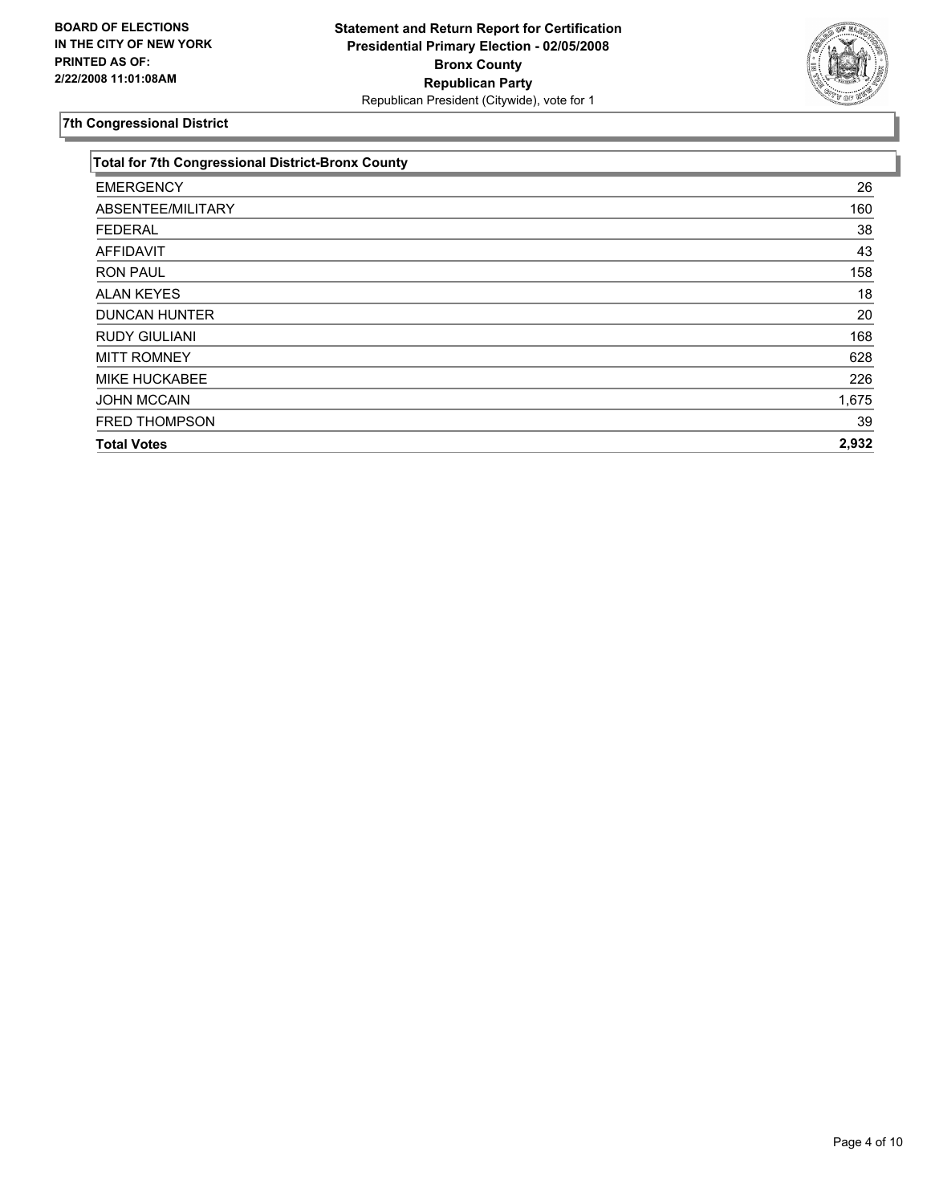**BOARD OF ELECTIONS IN THE CITY OF NEW YORK PRINTED AS OF: 2/22/2008 11:01:08AM**

**Statement and Return Report for Certification**
**Presidential Primary Election - 02/05/2008**
**Bronx County**
**Republican Party**
Republican President (Citywide), vote for 1

## 7th Congressional District

| Total for 7th Congressional District-Bronx County | |
|---|---|
| EMERGENCY | 26 |
| ABSENTEE/MILITARY | 160 |
| FEDERAL | 38 |
| AFFIDAVIT | 43 |
| RON PAUL | 158 |
| ALAN KEYES | 18 |
| DUNCAN HUNTER | 20 |
| RUDY GIULIANI | 168 |
| MITT ROMNEY | 628 |
| MIKE HUCKABEE | 226 |
| JOHN MCCAIN | 1,675 |
| FRED THOMPSON | 39 |
| **Total Votes** | **2,932** |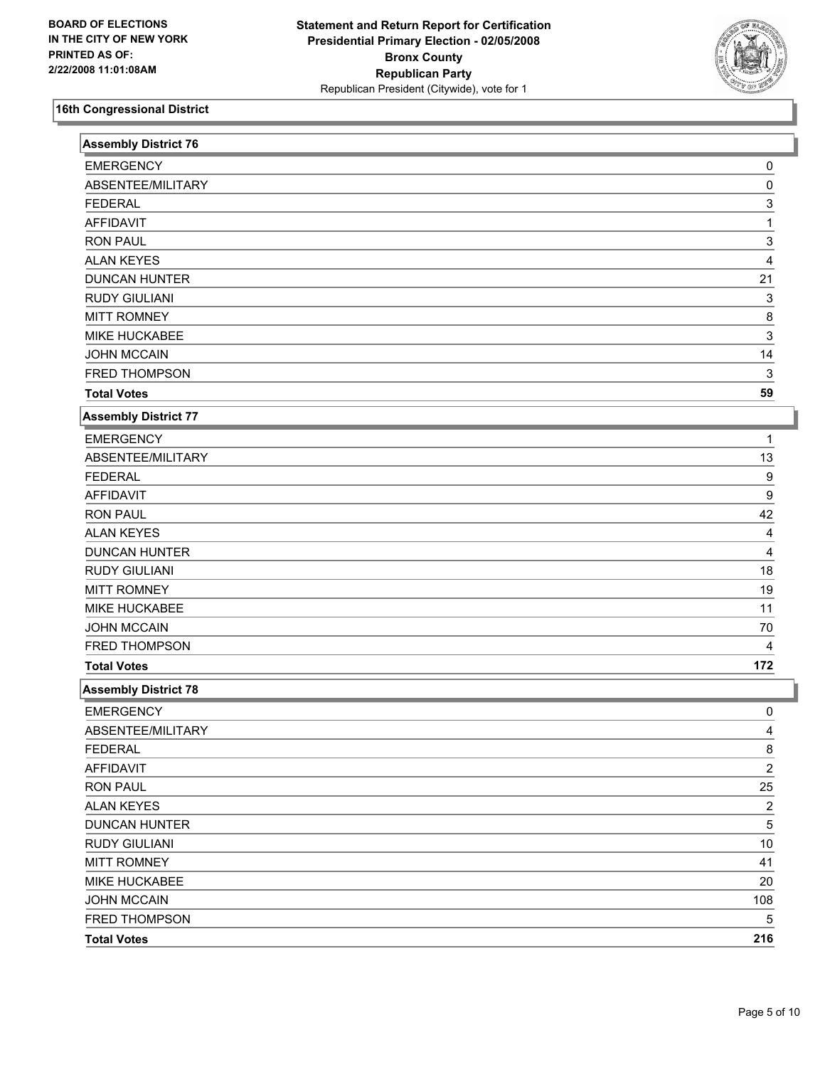BOARD OF ELECTIONS
IN THE CITY OF NEW YORK
PRINTED AS OF:
2/22/2008 11:01:08AM

**Statement and Return Report for Certification**
**Presidential Primary Election - 02/05/2008**
**Bronx County**
**Republican Party**
Republican President (Citywide), vote for 1

## 16th Congressional District

### Assembly District 76

| | |
|---|---|
| EMERGENCY | 0 |
| ABSENTEE/MILITARY | 0 |
| FEDERAL | 3 |
| AFFIDAVIT | 1 |
| RON PAUL | 3 |
| ALAN KEYES | 4 |
| DUNCAN HUNTER | 21 |
| RUDY GIULIANI | 3 |
| MITT ROMNEY | 8 |
| MIKE HUCKABEE | 3 |
| JOHN MCCAIN | 14 |
| FRED THOMPSON | 3 |
| **Total Votes** | **59** |

### Assembly District 77

| | |
|---|---|
| EMERGENCY | 1 |
| ABSENTEE/MILITARY | 13 |
| FEDERAL | 9 |
| AFFIDAVIT | 9 |
| RON PAUL | 42 |
| ALAN KEYES | 4 |
| DUNCAN HUNTER | 4 |
| RUDY GIULIANI | 18 |
| MITT ROMNEY | 19 |
| MIKE HUCKABEE | 11 |
| JOHN MCCAIN | 70 |
| FRED THOMPSON | 4 |
| **Total Votes** | **172** |

### Assembly District 78

| | |
|---|---|
| EMERGENCY | 0 |
| ABSENTEE/MILITARY | 4 |
| FEDERAL | 8 |
| AFFIDAVIT | 2 |
| RON PAUL | 25 |
| ALAN KEYES | 2 |
| DUNCAN HUNTER | 5 |
| RUDY GIULIANI | 10 |
| MITT ROMNEY | 41 |
| MIKE HUCKABEE | 20 |
| JOHN MCCAIN | 108 |
| FRED THOMPSON | 5 |
| **Total Votes** | **216** |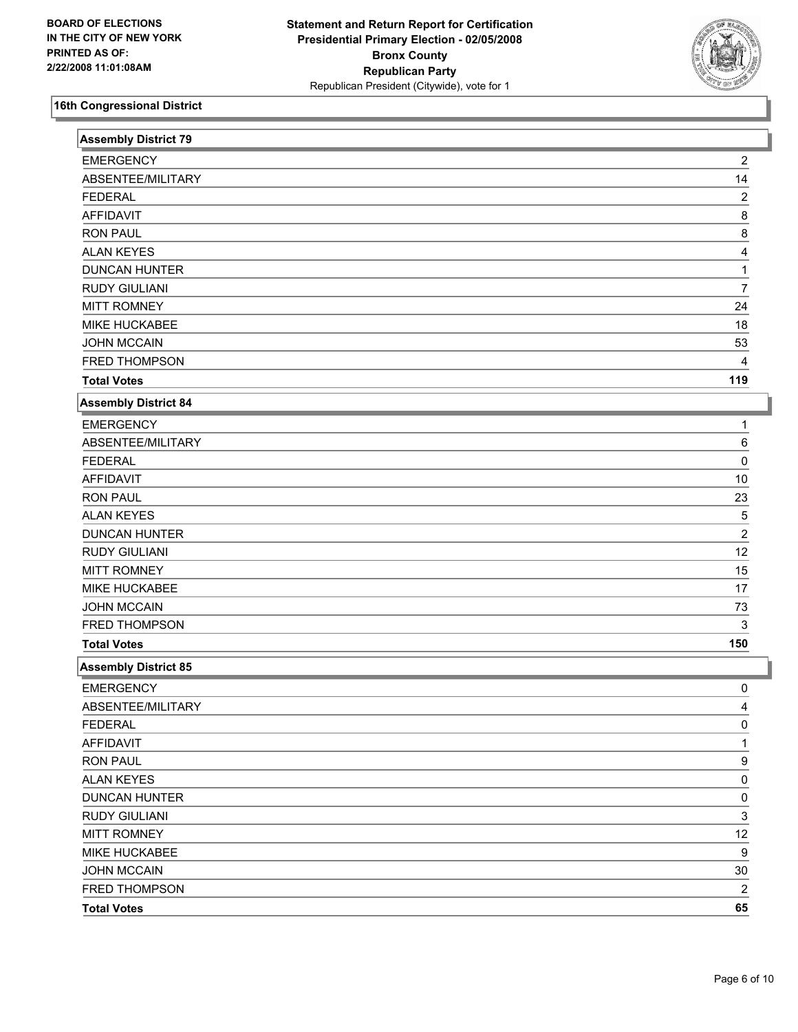**BOARD OF ELECTIONS IN THE CITY OF NEW YORK PRINTED AS OF: 2/22/2008 11:01:08AM**

**Statement and Return Report for Certification Presidential Primary Election - 02/05/2008 Bronx County Republican Party** Republican President (Citywide), vote for 1

## 16th Congressional District

### Assembly District 79

| | |
|---|---|
| EMERGENCY | 2 |
| ABSENTEE/MILITARY | 14 |
| FEDERAL | 2 |
| AFFIDAVIT | 8 |
| RON PAUL | 8 |
| ALAN KEYES | 4 |
| DUNCAN HUNTER | 1 |
| RUDY GIULIANI | 7 |
| MITT ROMNEY | 24 |
| MIKE HUCKABEE | 18 |
| JOHN MCCAIN | 53 |
| FRED THOMPSON | 4 |
| **Total Votes** | **119** |

### Assembly District 84

| | |
|---|---|
| EMERGENCY | 1 |
| ABSENTEE/MILITARY | 6 |
| FEDERAL | 0 |
| AFFIDAVIT | 10 |
| RON PAUL | 23 |
| ALAN KEYES | 5 |
| DUNCAN HUNTER | 2 |
| RUDY GIULIANI | 12 |
| MITT ROMNEY | 15 |
| MIKE HUCKABEE | 17 |
| JOHN MCCAIN | 73 |
| FRED THOMPSON | 3 |
| **Total Votes** | **150** |

### Assembly District 85

| | |
|---|---|
| EMERGENCY | 0 |
| ABSENTEE/MILITARY | 4 |
| FEDERAL | 0 |
| AFFIDAVIT | 1 |
| RON PAUL | 9 |
| ALAN KEYES | 0 |
| DUNCAN HUNTER | 0 |
| RUDY GIULIANI | 3 |
| MITT ROMNEY | 12 |
| MIKE HUCKABEE | 9 |
| JOHN MCCAIN | 30 |
| FRED THOMPSON | 2 |
| **Total Votes** | **65** |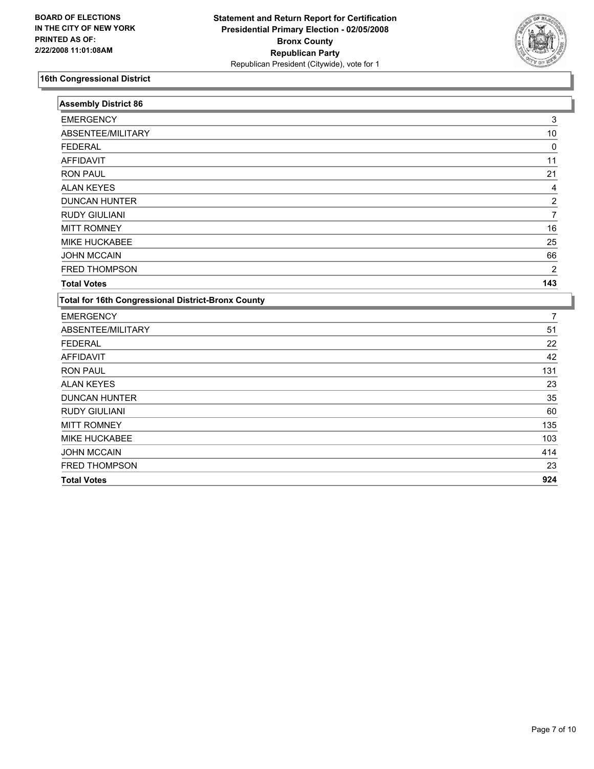**BOARD OF ELECTIONS IN THE CITY OF NEW YORK PRINTED AS OF: 2/22/2008 11:01:08AM**

**Statement and Return Report for Certification**
**Presidential Primary Election - 02/05/2008**
**Bronx County**
**Republican Party**
Republican President (Citywide), vote for 1

## 16th Congressional District

### Assembly District 86

| | |
|---|---|
| EMERGENCY | 3 |
| ABSENTEE/MILITARY | 10 |
| FEDERAL | 0 |
| AFFIDAVIT | 11 |
| RON PAUL | 21 |
| ALAN KEYES | 4 |
| DUNCAN HUNTER | 2 |
| RUDY GIULIANI | 7 |
| MITT ROMNEY | 16 |
| MIKE HUCKABEE | 25 |
| JOHN MCCAIN | 66 |
| FRED THOMPSON | 2 |
| **Total Votes** | **143** |

### Total for 16th Congressional District-Bronx County

| | |
|---|---|
| EMERGENCY | 7 |
| ABSENTEE/MILITARY | 51 |
| FEDERAL | 22 |
| AFFIDAVIT | 42 |
| RON PAUL | 131 |
| ALAN KEYES | 23 |
| DUNCAN HUNTER | 35 |
| RUDY GIULIANI | 60 |
| MITT ROMNEY | 135 |
| MIKE HUCKABEE | 103 |
| JOHN MCCAIN | 414 |
| FRED THOMPSON | 23 |
| **Total Votes** | **924** |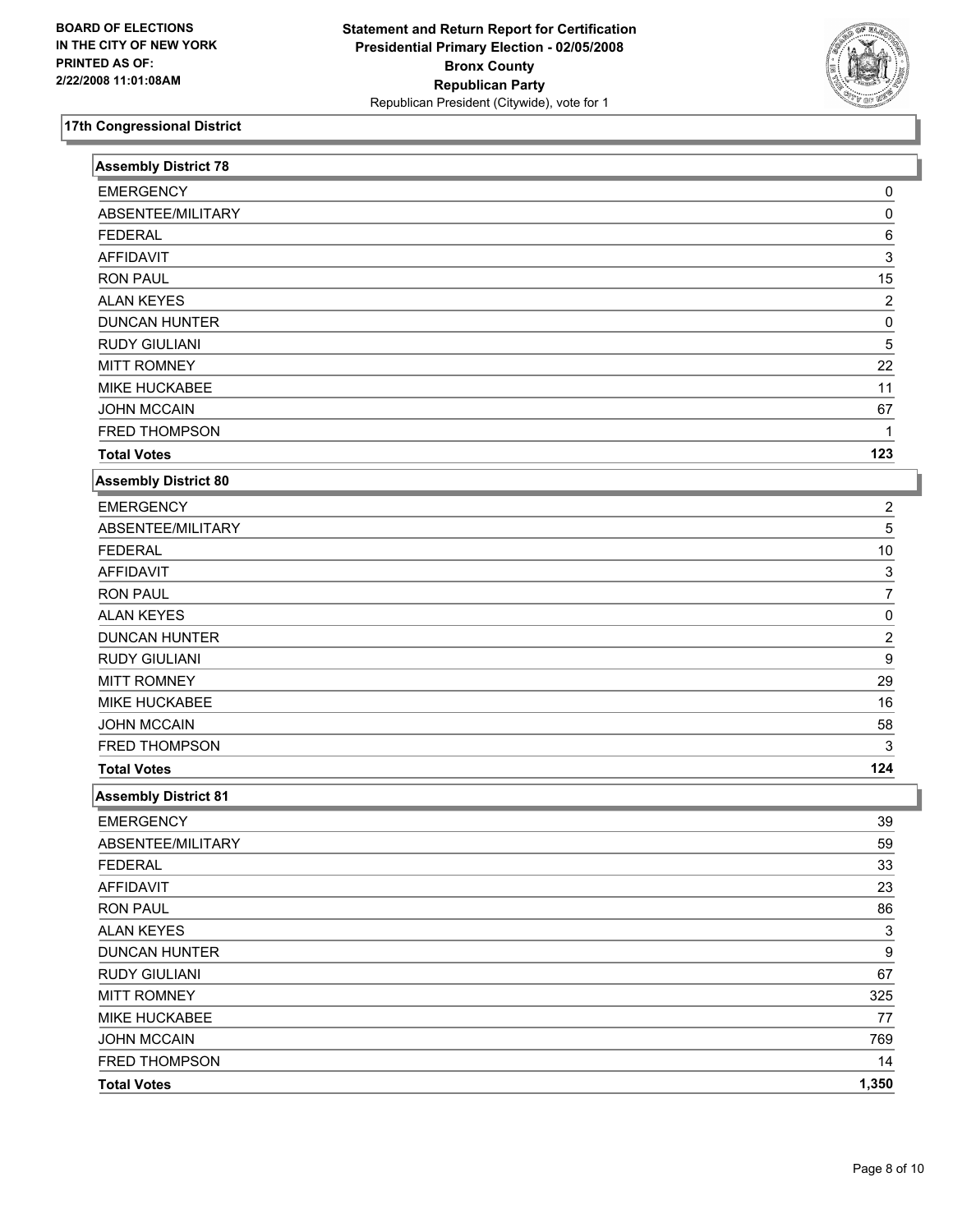**BOARD OF ELECTIONS IN THE CITY OF NEW YORK PRINTED AS OF: 2/22/2008 11:01:08AM**

**Statement and Return Report for Certification**
**Presidential Primary Election - 02/05/2008**
**Bronx County**
**Republican Party**
Republican President (Citywide), vote for 1

## 17th Congressional District

### Assembly District 78

| | |
|---|---|
| EMERGENCY | 0 |
| ABSENTEE/MILITARY | 0 |
| FEDERAL | 6 |
| AFFIDAVIT | 3 |
| RON PAUL | 15 |
| ALAN KEYES | 2 |
| DUNCAN HUNTER | 0 |
| RUDY GIULIANI | 5 |
| MITT ROMNEY | 22 |
| MIKE HUCKABEE | 11 |
| JOHN MCCAIN | 67 |
| FRED THOMPSON | 1 |
| **Total Votes** | **123** |

### Assembly District 80

| | |
|---|---|
| EMERGENCY | 2 |
| ABSENTEE/MILITARY | 5 |
| FEDERAL | 10 |
| AFFIDAVIT | 3 |
| RON PAUL | 7 |
| ALAN KEYES | 0 |
| DUNCAN HUNTER | 2 |
| RUDY GIULIANI | 9 |
| MITT ROMNEY | 29 |
| MIKE HUCKABEE | 16 |
| JOHN MCCAIN | 58 |
| FRED THOMPSON | 3 |
| **Total Votes** | **124** |

### Assembly District 81

| | |
|---|---|
| EMERGENCY | 39 |
| ABSENTEE/MILITARY | 59 |
| FEDERAL | 33 |
| AFFIDAVIT | 23 |
| RON PAUL | 86 |
| ALAN KEYES | 3 |
| DUNCAN HUNTER | 9 |
| RUDY GIULIANI | 67 |
| MITT ROMNEY | 325 |
| MIKE HUCKABEE | 77 |
| JOHN MCCAIN | 769 |
| FRED THOMPSON | 14 |
| **Total Votes** | **1,350** |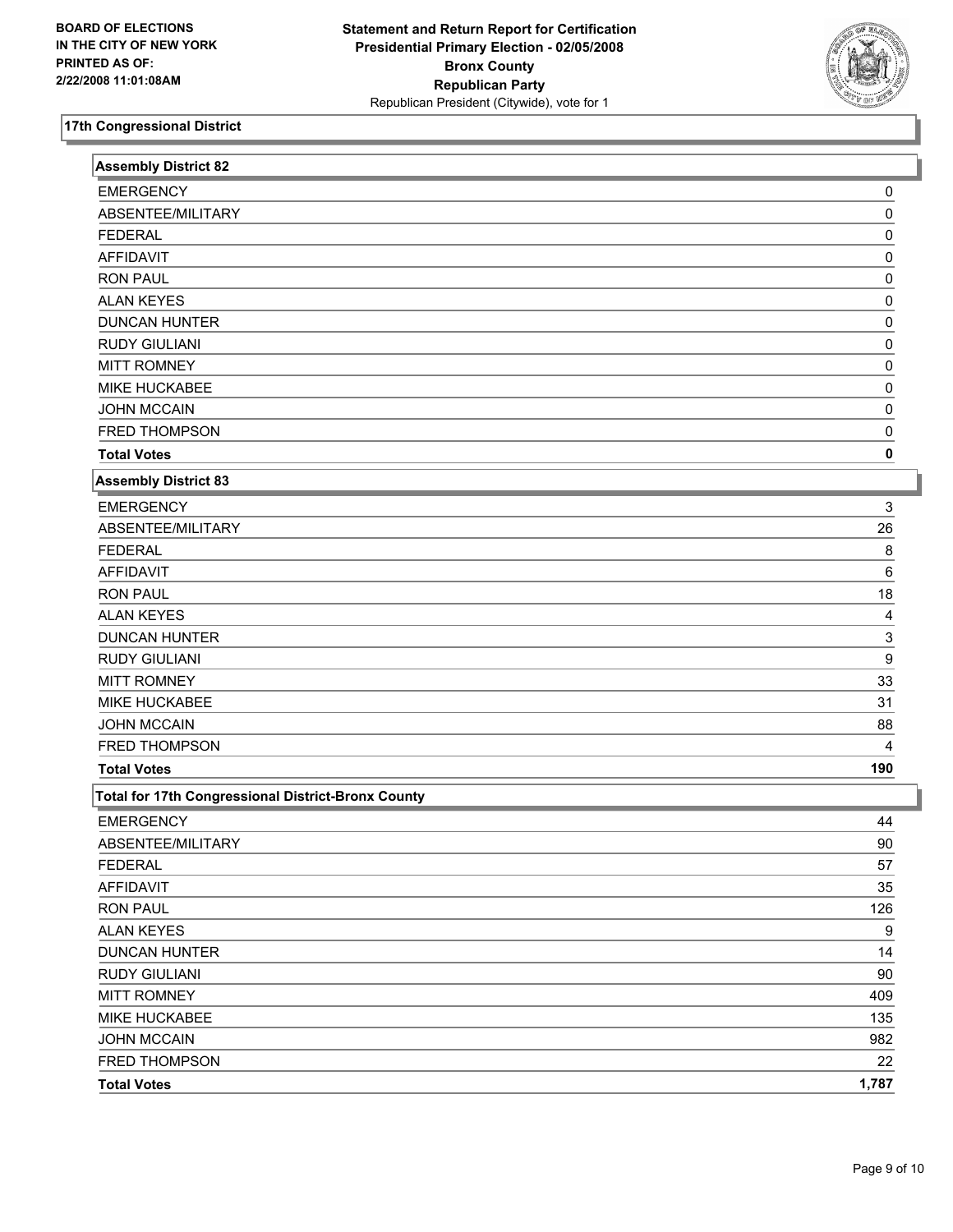**BOARD OF ELECTIONS**
**IN THE CITY OF NEW YORK**
**PRINTED AS OF:**
**2/22/2008 11:01:08AM**

**Statement and Return Report for Certification**
**Presidential Primary Election - 02/05/2008**
**Bronx County**
**Republican Party**
Republican President (Citywide), vote for 1

## 17th Congressional District

### Assembly District 82

| | |
|---|---|
| EMERGENCY | 0 |
| ABSENTEE/MILITARY | 0 |
| FEDERAL | 0 |
| AFFIDAVIT | 0 |
| RON PAUL | 0 |
| ALAN KEYES | 0 |
| DUNCAN HUNTER | 0 |
| RUDY GIULIANI | 0 |
| MITT ROMNEY | 0 |
| MIKE HUCKABEE | 0 |
| JOHN MCCAIN | 0 |
| FRED THOMPSON | 0 |
| **Total Votes** | **0** |

### Assembly District 83

| | |
|---|---|
| EMERGENCY | 3 |
| ABSENTEE/MILITARY | 26 |
| FEDERAL | 8 |
| AFFIDAVIT | 6 |
| RON PAUL | 18 |
| ALAN KEYES | 4 |
| DUNCAN HUNTER | 3 |
| RUDY GIULIANI | 9 |
| MITT ROMNEY | 33 |
| MIKE HUCKABEE | 31 |
| JOHN MCCAIN | 88 |
| FRED THOMPSON | 4 |
| **Total Votes** | **190** |

### Total for 17th Congressional District-Bronx County

| | |
|---|---|
| EMERGENCY | 44 |
| ABSENTEE/MILITARY | 90 |
| FEDERAL | 57 |
| AFFIDAVIT | 35 |
| RON PAUL | 126 |
| ALAN KEYES | 9 |
| DUNCAN HUNTER | 14 |
| RUDY GIULIANI | 90 |
| MITT ROMNEY | 409 |
| MIKE HUCKABEE | 135 |
| JOHN MCCAIN | 982 |
| FRED THOMPSON | 22 |
| **Total Votes** | **1,787** |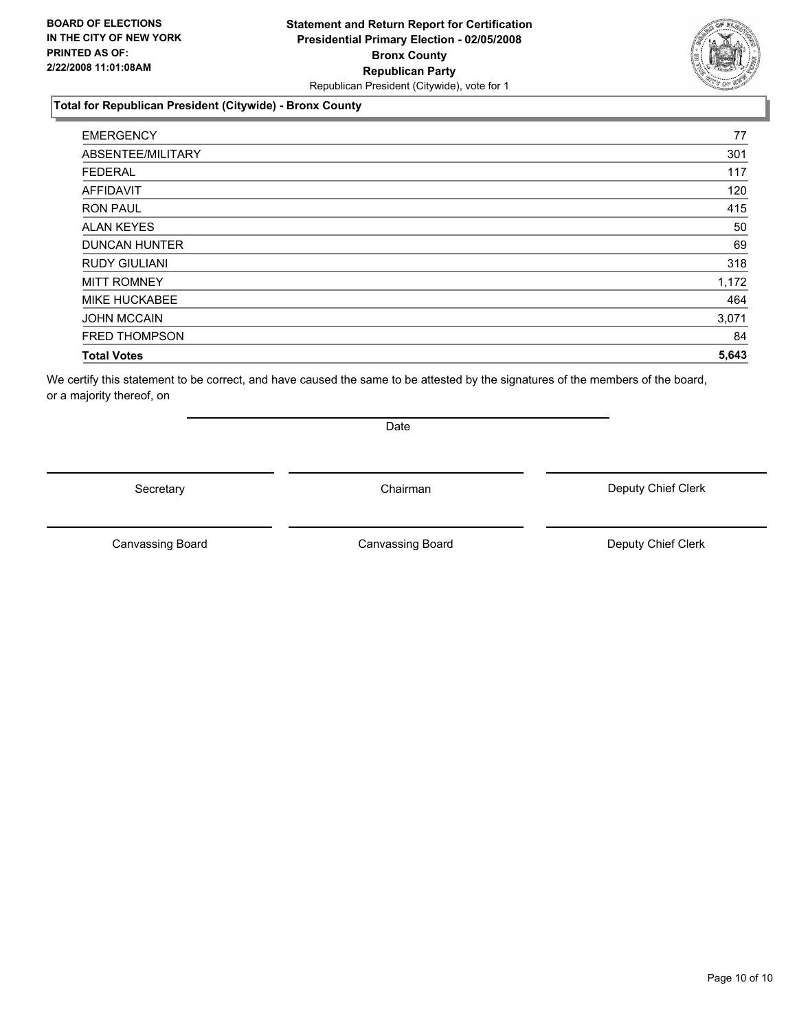**BOARD OF ELECTIONS IN THE CITY OF NEW YORK PRINTED AS OF: 2/22/2008 11:01:08AM**

**Statement and Return Report for Certification**
**Presidential Primary Election - 02/05/2008**
**Bronx County**
**Republican Party**
Republican President (Citywide), vote for 1

### Total for Republican President (Citywide) - Bronx County

| | |
|---|---|
| EMERGENCY | 77 |
| ABSENTEE/MILITARY | 301 |
| FEDERAL | 117 |
| AFFIDAVIT | 120 |
| RON PAUL | 415 |
| ALAN KEYES | 50 |
| DUNCAN HUNTER | 69 |
| RUDY GIULIANI | 318 |
| MITT ROMNEY | 1,172 |
| MIKE HUCKABEE | 464 |
| JOHN MCCAIN | 3,071 |
| FRED THOMPSON | 84 |
| **Total Votes** | **5,643** |

We certify this statement to be correct, and have caused the same to be attested by the signatures of the members of the board, or a majority thereof, on

Date

Secretary

Chairman

Deputy Chief Clerk

Canvassing Board

Canvassing Board

Deputy Chief Clerk